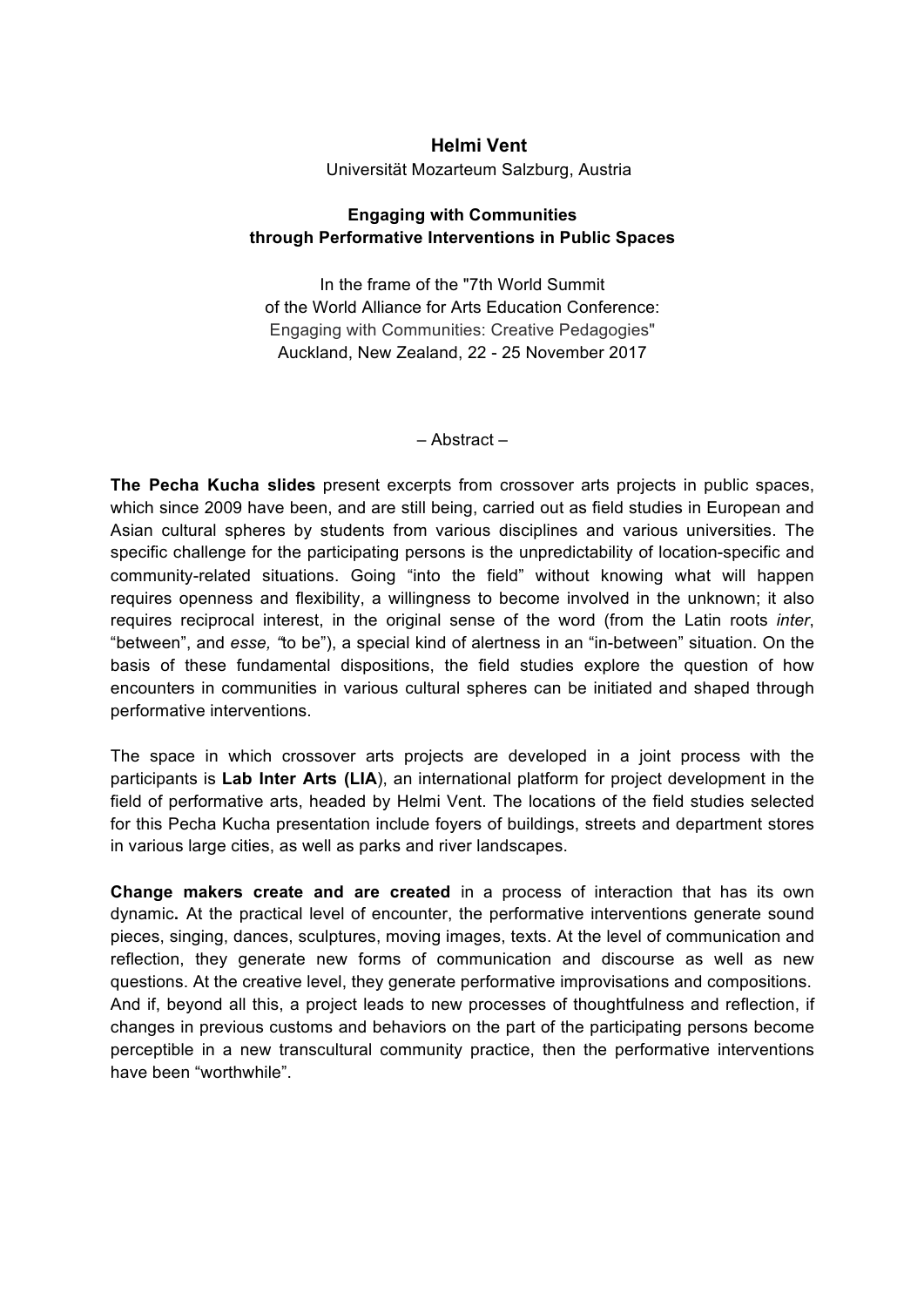**Helmi Vent**

Universität Mozarteum Salzburg, Austria

## Engaging with Communities through Performative Interventions in Public Spaces

In the frame of the "7th World Summit of the World Alliance for Arts Education Conference: Engaging with Communities: Creative Pedagogies" Auckland, New Zealand, 22 - 25 November 2017

– Abstract –

**The Pecha Kucha slides** present excerpts from crossover arts projects in public spaces, which since 2009 have been, and are still being, carried out as field studies in European and Asian cultural spheres by students from various disciplines and various universities. The specific challenge for the participating persons is the unpredictability of location-specific and community-related situations. Going "into the field" without knowing what will happen requires openness and flexibility, a willingness to become involved in the unknown; it also requires reciprocal interest, in the original sense of the word (from the Latin roots *inter*, "between", and *esse, "*to be"), a special kind of alertness in an "in-between" situation. On the basis of these fundamental dispositions, the field studies explore the question of how encounters in communities in various cultural spheres can be initiated and shaped through performative interventions.

The space in which crossover arts projects are developed in a joint process with the participants is **Lab Inter Arts (LIA**), an international platform for project development in the field of performative arts, headed by Helmi Vent. The locations of the field studies selected for this Pecha Kucha presentation include foyers of buildings, streets and department stores in various large cities, as well as parks and river landscapes.

**Change makers create and are created** in a process of interaction that has its own dynamic**.** At the practical level of encounter, the performative interventions generate sound pieces, singing, dances, sculptures, moving images, texts. At the level of communication and reflection, they generate new forms of communication and discourse as well as new questions. At the creative level, they generate performative improvisations and compositions. And if, beyond all this, a project leads to new processes of thoughtfulness and reflection, if changes in previous customs and behaviors on the part of the participating persons become perceptible in a new transcultural community practice, then the performative interventions have been "worthwhile".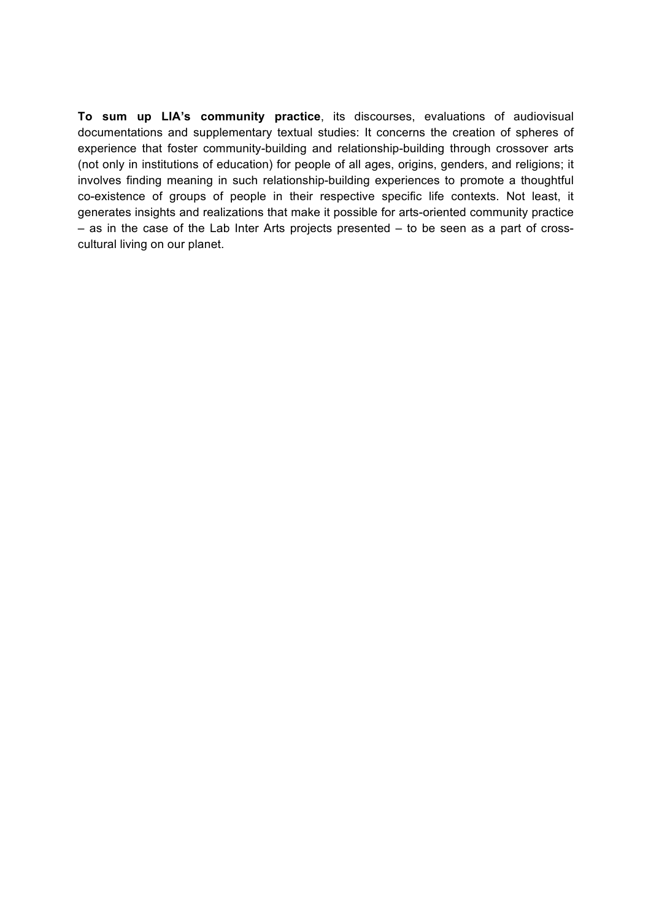**To sum up LIA's community practice**, its discourses, evaluations of audiovisual documentations and supplementary textual studies: It concerns the creation of spheres of experience that foster community-building and relationship-building through crossover arts (not only in institutions of education) for people of all ages, origins, genders, and religions; it involves finding meaning in such relationship-building experiences to promote a thoughtful co-existence of groups of people in their respective specific life contexts. Not least, it generates insights and realizations that make it possible for arts-oriented community practice – as in the case of the Lab Inter Arts projects presented – to be seen as a part of cross-cultural living on our planet.